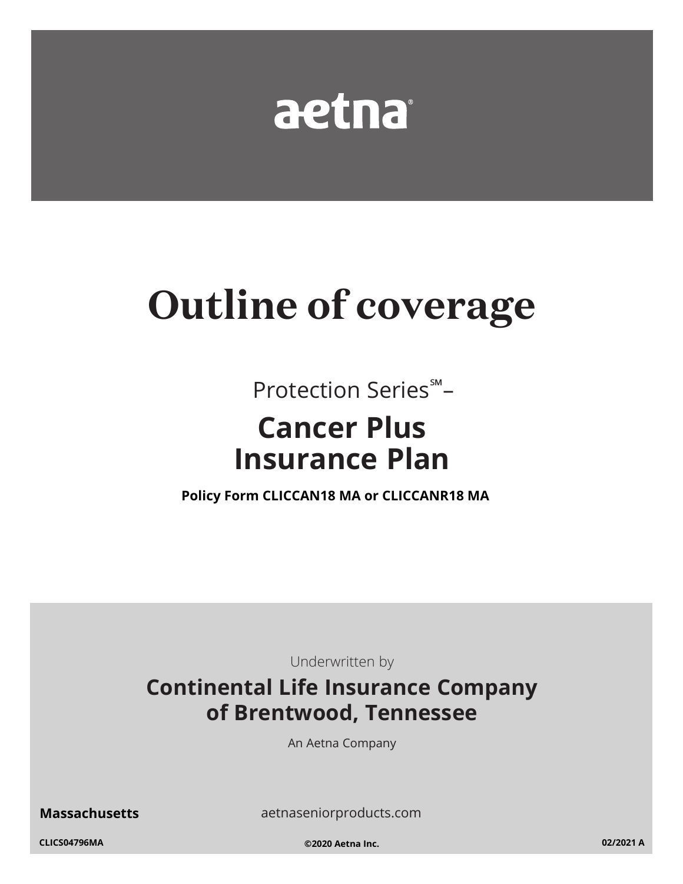aetna®

# Outline of coverage

Protection Series℠ –

## Cancer Plus Insurance Plan

**Policy Form CLICCAN18 MA or CLICCANR18 MA**

Underwritten by

**Continental Life Insurance Company of Brentwood, Tennessee**

An Aetna Company

**Massachusetts**

aetnaseniorproducts.com

**CLICS04796MA** **©2020 Aetna Inc.** **02/2021 A**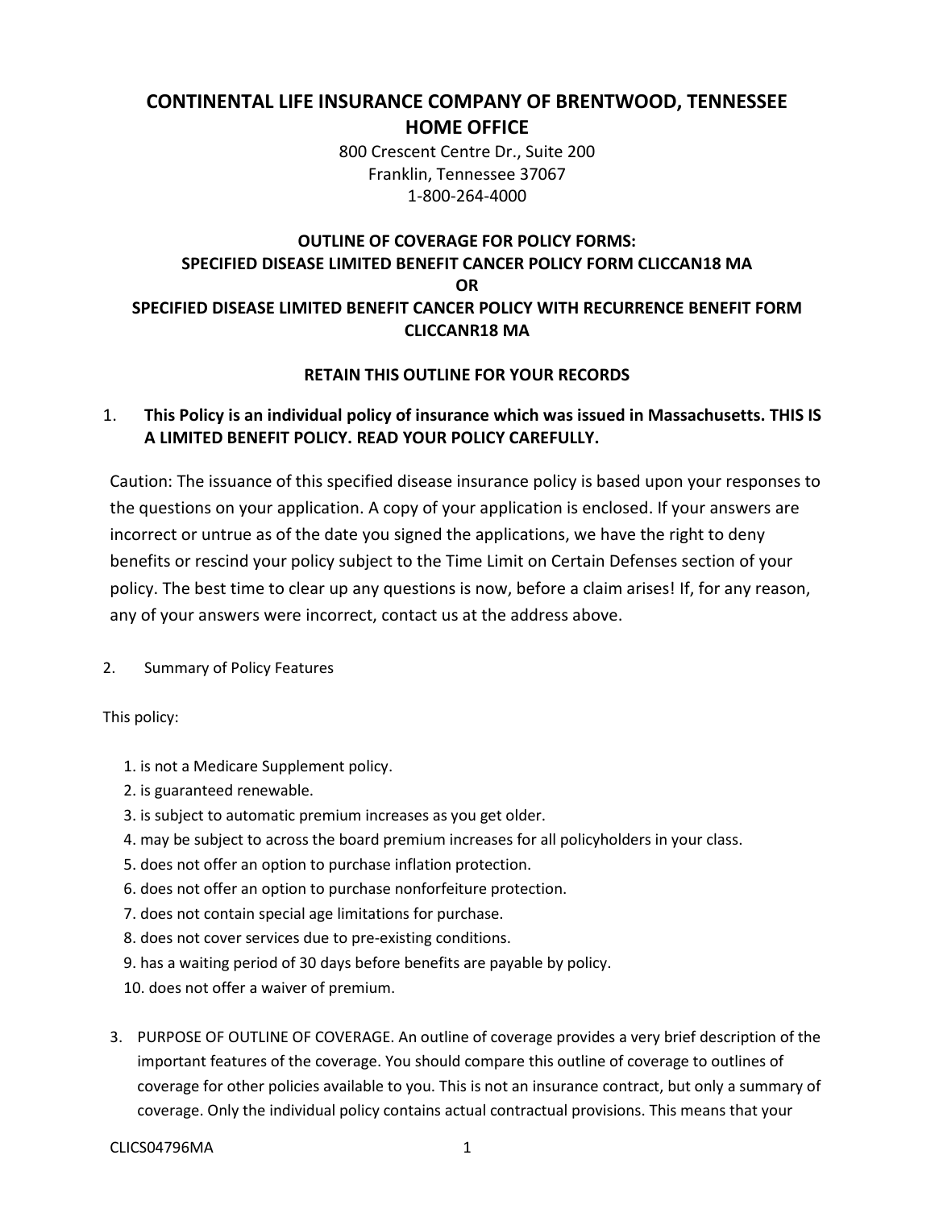# CONTINENTAL LIFE INSURANCE COMPANY OF BRENTWOOD, TENNESSEE HOME OFFICE

800 Crescent Centre Dr., Suite 200
Franklin, Tennessee 37067
1-800-264-4000

## OUTLINE OF COVERAGE FOR POLICY FORMS: SPECIFIED DISEASE LIMITED BENEFIT CANCER POLICY FORM CLICCAN18 MA OR SPECIFIED DISEASE LIMITED BENEFIT CANCER POLICY WITH RECURRENCE BENEFIT FORM CLICCANR18 MA

**RETAIN THIS OUTLINE FOR YOUR RECORDS**

1. **This Policy is an individual policy of insurance which was issued in Massachusetts. THIS IS A LIMITED BENEFIT POLICY. READ YOUR POLICY CAREFULLY.**

Caution: The issuance of this specified disease insurance policy is based upon your responses to the questions on your application. A copy of your application is enclosed. If your answers are incorrect or untrue as of the date you signed the applications, we have the right to deny benefits or rescind your policy subject to the Time Limit on Certain Defenses section of your policy. The best time to clear up any questions is now, before a claim arises! If, for any reason, any of your answers were incorrect, contact us at the address above.

2. Summary of Policy Features

This policy:

1. is not a Medicare Supplement policy.
2. is guaranteed renewable.
3. is subject to automatic premium increases as you get older.
4. may be subject to across the board premium increases for all policyholders in your class.
5. does not offer an option to purchase inflation protection.
6. does not offer an option to purchase nonforfeiture protection.
7. does not contain special age limitations for purchase.
8. does not cover services due to pre-existing conditions.
9. has a waiting period of 30 days before benefits are payable by policy.
10. does not offer a waiver of premium.

3. PURPOSE OF OUTLINE OF COVERAGE. An outline of coverage provides a very brief description of the important features of the coverage. You should compare this outline of coverage to outlines of coverage for other policies available to you. This is not an insurance contract, but only a summary of coverage. Only the individual policy contains actual contractual provisions. This means that your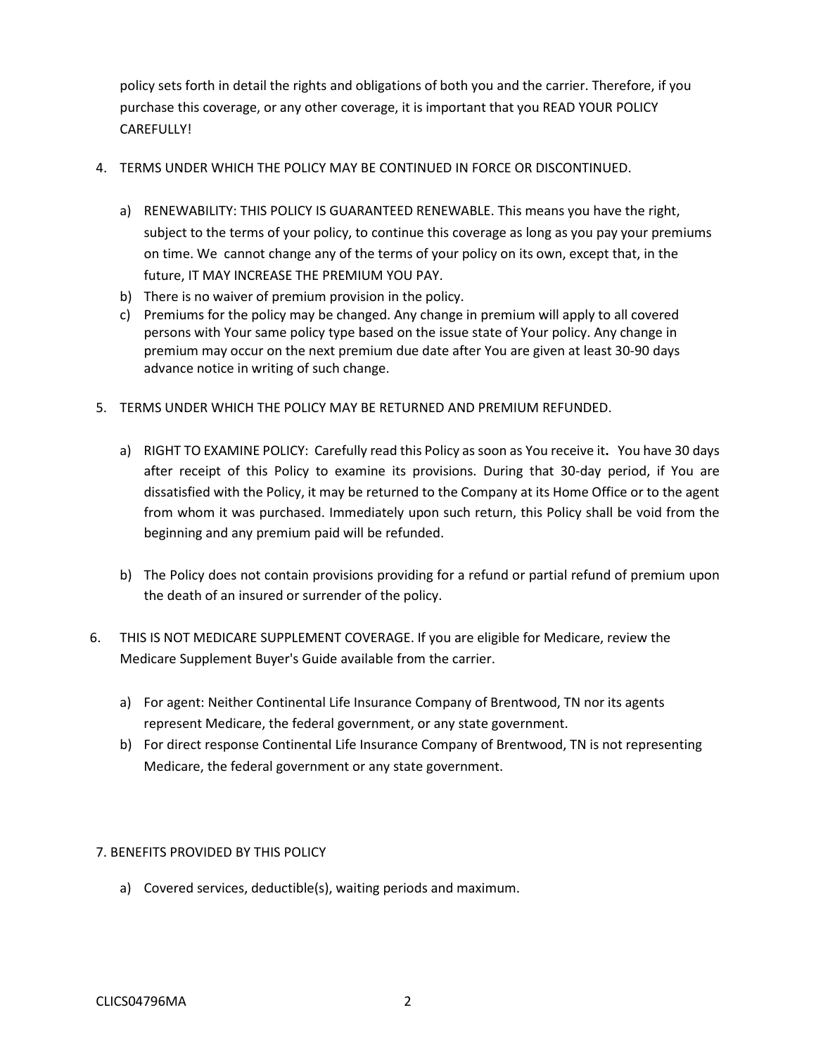policy sets forth in detail the rights and obligations of both you and the carrier. Therefore, if you purchase this coverage, or any other coverage, it is important that you READ YOUR POLICY CAREFULLY!

4. TERMS UNDER WHICH THE POLICY MAY BE CONTINUED IN FORCE OR DISCONTINUED.

   a) RENEWABILITY: THIS POLICY IS GUARANTEED RENEWABLE. This means you have the right, subject to the terms of your policy, to continue this coverage as long as you pay your premiums on time. We cannot change any of the terms of your policy on its own, except that, in the future, IT MAY INCREASE THE PREMIUM YOU PAY.
   b) There is no waiver of premium provision in the policy.
   c) Premiums for the policy may be changed. Any change in premium will apply to all covered persons with Your same policy type based on the issue state of Your policy. Any change in premium may occur on the next premium due date after You are given at least 30-90 days advance notice in writing of such change.

5. TERMS UNDER WHICH THE POLICY MAY BE RETURNED AND PREMIUM REFUNDED.

   a) RIGHT TO EXAMINE POLICY: Carefully read this Policy as soon as You receive it**.** You have 30 days after receipt of this Policy to examine its provisions. During that 30-day period, if You are dissatisfied with the Policy, it may be returned to the Company at its Home Office or to the agent from whom it was purchased. Immediately upon such return, this Policy shall be void from the beginning and any premium paid will be refunded.

   b) The Policy does not contain provisions providing for a refund or partial refund of premium upon the death of an insured or surrender of the policy.

6. THIS IS NOT MEDICARE SUPPLEMENT COVERAGE. If you are eligible for Medicare, review the Medicare Supplement Buyer's Guide available from the carrier.

   a) For agent: Neither Continental Life Insurance Company of Brentwood, TN nor its agents represent Medicare, the federal government, or any state government.
   b) For direct response Continental Life Insurance Company of Brentwood, TN is not representing Medicare, the federal government or any state government.

7. BENEFITS PROVIDED BY THIS POLICY

   a) Covered services, deductible(s), waiting periods and maximum.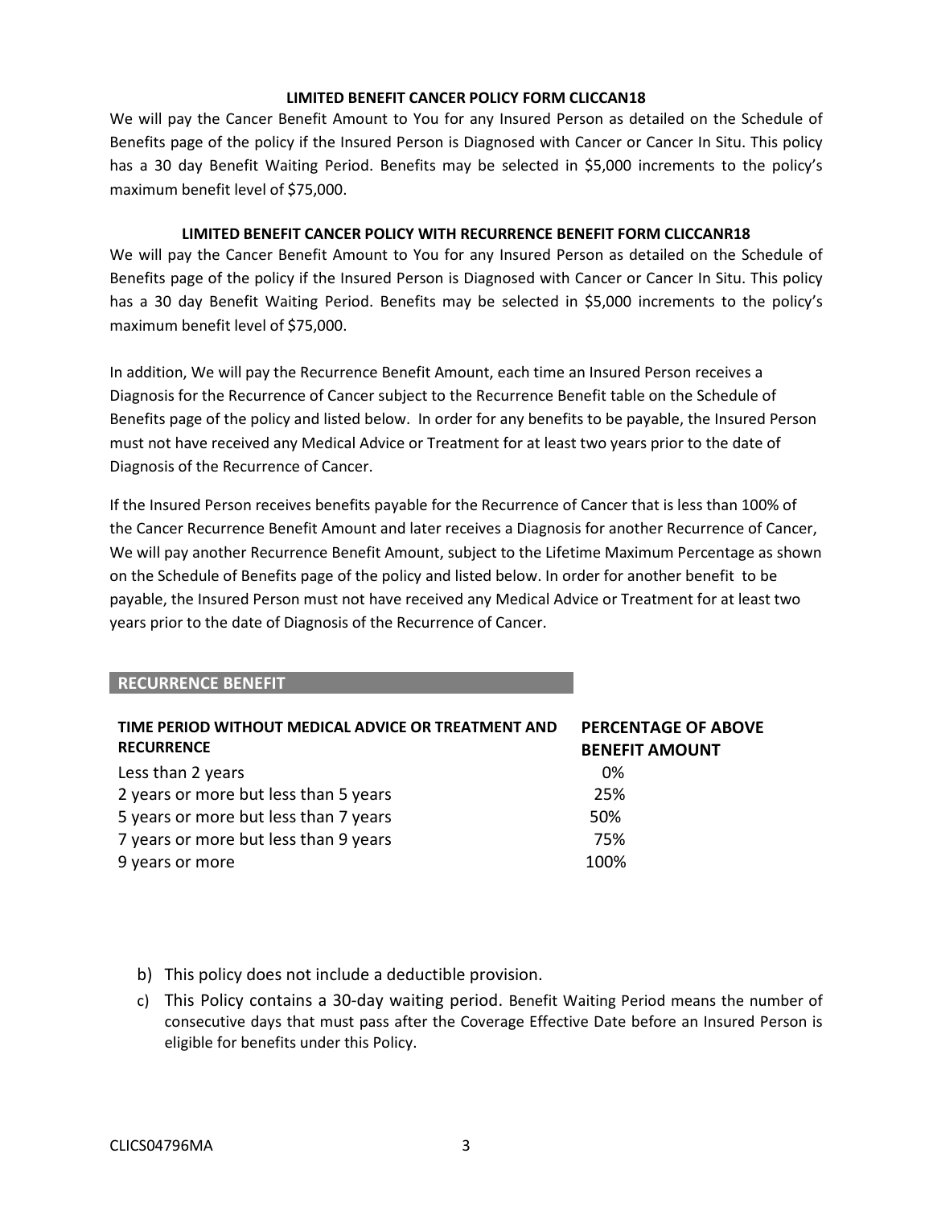**LIMITED BENEFIT CANCER POLICY FORM CLICCAN18**

We will pay the Cancer Benefit Amount to You for any Insured Person as detailed on the Schedule of Benefits page of the policy if the Insured Person is Diagnosed with Cancer or Cancer In Situ. This policy has a 30 day Benefit Waiting Period. Benefits may be selected in $5,000 increments to the policy's maximum benefit level of $75,000.

**LIMITED BENEFIT CANCER POLICY WITH RECURRENCE BENEFIT FORM CLICCANR18**

We will pay the Cancer Benefit Amount to You for any Insured Person as detailed on the Schedule of Benefits page of the policy if the Insured Person is Diagnosed with Cancer or Cancer In Situ. This policy has a 30 day Benefit Waiting Period. Benefits may be selected in $5,000 increments to the policy's maximum benefit level of $75,000.

In addition, We will pay the Recurrence Benefit Amount, each time an Insured Person receives a Diagnosis for the Recurrence of Cancer subject to the Recurrence Benefit table on the Schedule of Benefits page of the policy and listed below. In order for any benefits to be payable, the Insured Person must not have received any Medical Advice or Treatment for at least two years prior to the date of Diagnosis of the Recurrence of Cancer.

If the Insured Person receives benefits payable for the Recurrence of Cancer that is less than 100% of the Cancer Recurrence Benefit Amount and later receives a Diagnosis for another Recurrence of Cancer, We will pay another Recurrence Benefit Amount, subject to the Lifetime Maximum Percentage as shown on the Schedule of Benefits page of the policy and listed below. In order for another benefit to be payable, the Insured Person must not have received any Medical Advice or Treatment for at least two years prior to the date of Diagnosis of the Recurrence of Cancer.

**RECURRENCE BENEFIT**

| TIME PERIOD WITHOUT MEDICAL ADVICE OR TREATMENT AND RECURRENCE | PERCENTAGE OF ABOVE BENEFIT AMOUNT |
|---|---|
| Less than 2 years | 0% |
| 2 years or more but less than 5 years | 25% |
| 5 years or more but less than 7 years | 50% |
| 7 years or more but less than 9 years | 75% |
| 9 years or more | 100% |

b) This policy does not include a deductible provision.

c) This Policy contains a 30-day waiting period. Benefit Waiting Period means the number of consecutive days that must pass after the Coverage Effective Date before an Insured Person is eligible for benefits under this Policy.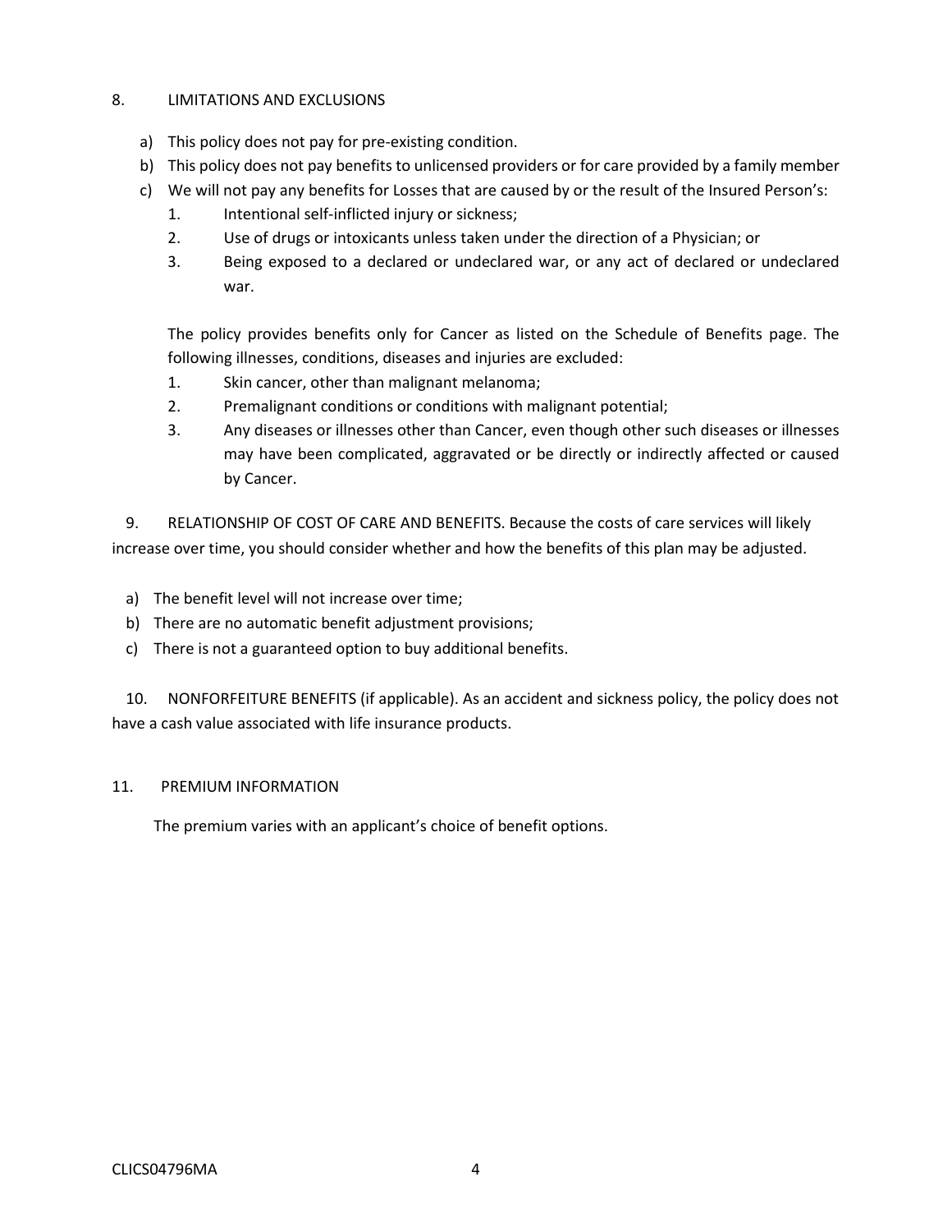## 8. LIMITATIONS AND EXCLUSIONS

a) This policy does not pay for pre-existing condition.

b) This policy does not pay benefits to unlicensed providers or for care provided by a family member

c) We will not pay any benefits for Losses that are caused by or the result of the Insured Person's:

1. Intentional self-inflicted injury or sickness;
2. Use of drugs or intoxicants unless taken under the direction of a Physician; or
3. Being exposed to a declared or undeclared war, or any act of declared or undeclared war.

The policy provides benefits only for Cancer as listed on the Schedule of Benefits page. The following illnesses, conditions, diseases and injuries are excluded:

1. Skin cancer, other than malignant melanoma;
2. Premalignant conditions or conditions with malignant potential;
3. Any diseases or illnesses other than Cancer, even though other such diseases or illnesses may have been complicated, aggravated or be directly or indirectly affected or caused by Cancer.

## 9. RELATIONSHIP OF COST OF CARE AND BENEFITS.

Because the costs of care services will likely increase over time, you should consider whether and how the benefits of this plan may be adjusted.

a) The benefit level will not increase over time;

b) There are no automatic benefit adjustment provisions;

c) There is not a guaranteed option to buy additional benefits.

## 10. NONFORFEITURE BENEFITS (if applicable).

As an accident and sickness policy, the policy does not have a cash value associated with life insurance products.

## 11. PREMIUM INFORMATION

The premium varies with an applicant's choice of benefit options.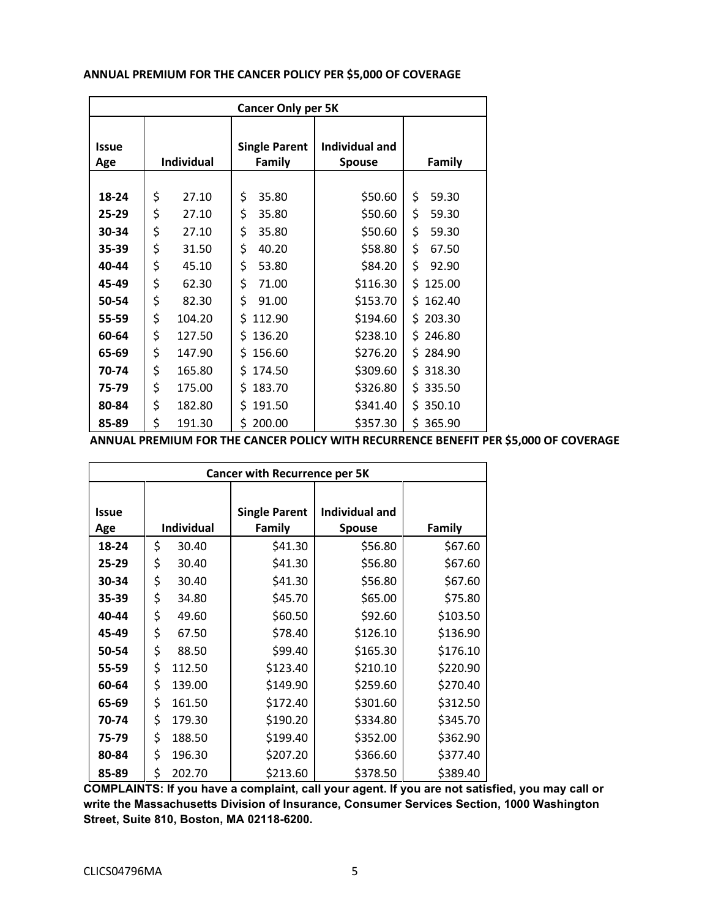**ANNUAL PREMIUM FOR THE CANCER POLICY PER $5,000 OF COVERAGE**

| Cancer Only per 5K | | | | |
|---|---|---|---|---|
| **Issue Age** | **Individual** | **Single Parent Family** | **Individual and Spouse** | **Family** |
| 18-24 | $ 27.10 | $ 35.80 | $50.60 | $ 59.30 |
| 25-29 | $ 27.10 | $ 35.80 | $50.60 | $ 59.30 |
| 30-34 | $ 27.10 | $ 35.80 | $50.60 | $ 59.30 |
| 35-39 | $ 31.50 | $ 40.20 | $58.80 | $ 67.50 |
| 40-44 | $ 45.10 | $ 53.80 | $84.20 | $ 92.90 |
| 45-49 | $ 62.30 | $ 71.00 | $116.30 | $ 125.00 |
| 50-54 | $ 82.30 | $ 91.00 | $153.70 | $ 162.40 |
| 55-59 | $ 104.20 | $ 112.90 | $194.60 | $ 203.30 |
| 60-64 | $ 127.50 | $ 136.20 | $238.10 | $ 246.80 |
| 65-69 | $ 147.90 | $ 156.60 | $276.20 | $ 284.90 |
| 70-74 | $ 165.80 | $ 174.50 | $309.60 | $ 318.30 |
| 75-79 | $ 175.00 | $ 183.70 | $326.80 | $ 335.50 |
| 80-84 | $ 182.80 | $ 191.50 | $341.40 | $ 350.10 |
| 85-89 | $ 191.30 | $ 200.00 | $357.30 | $ 365.90 |

**ANNUAL PREMIUM FOR THE CANCER POLICY WITH RECURRENCE BENEFIT PER $5,000 OF COVERAGE**

| Cancer with Recurrence per 5K | | | | |
|---|---|---|---|---|
| **Issue Age** | **Individual** | **Single Parent Family** | **Individual and Spouse** | **Family** |
| 18-24 | $ 30.40 | $41.30 | $56.80 | $67.60 |
| 25-29 | $ 30.40 | $41.30 | $56.80 | $67.60 |
| 30-34 | $ 30.40 | $41.30 | $56.80 | $67.60 |
| 35-39 | $ 34.80 | $45.70 | $65.00 | $75.80 |
| 40-44 | $ 49.60 | $60.50 | $92.60 | $103.50 |
| 45-49 | $ 67.50 | $78.40 | $126.10 | $136.90 |
| 50-54 | $ 88.50 | $99.40 | $165.30 | $176.10 |
| 55-59 | $ 112.50 | $123.40 | $210.10 | $220.90 |
| 60-64 | $ 139.00 | $149.90 | $259.60 | $270.40 |
| 65-69 | $ 161.50 | $172.40 | $301.60 | $312.50 |
| 70-74 | $ 179.30 | $190.20 | $334.80 | $345.70 |
| 75-79 | $ 188.50 | $199.40 | $352.00 | $362.90 |
| 80-84 | $ 196.30 | $207.20 | $366.60 | $377.40 |
| 85-89 | $ 202.70 | $213.60 | $378.50 | $389.40 |

**COMPLAINTS: If you have a complaint, call your agent. If you are not satisfied, you may call or write the Massachusetts Division of Insurance, Consumer Services Section, 1000 Washington Street, Suite 810, Boston, MA 02118-6200.**

CLICS04796MA